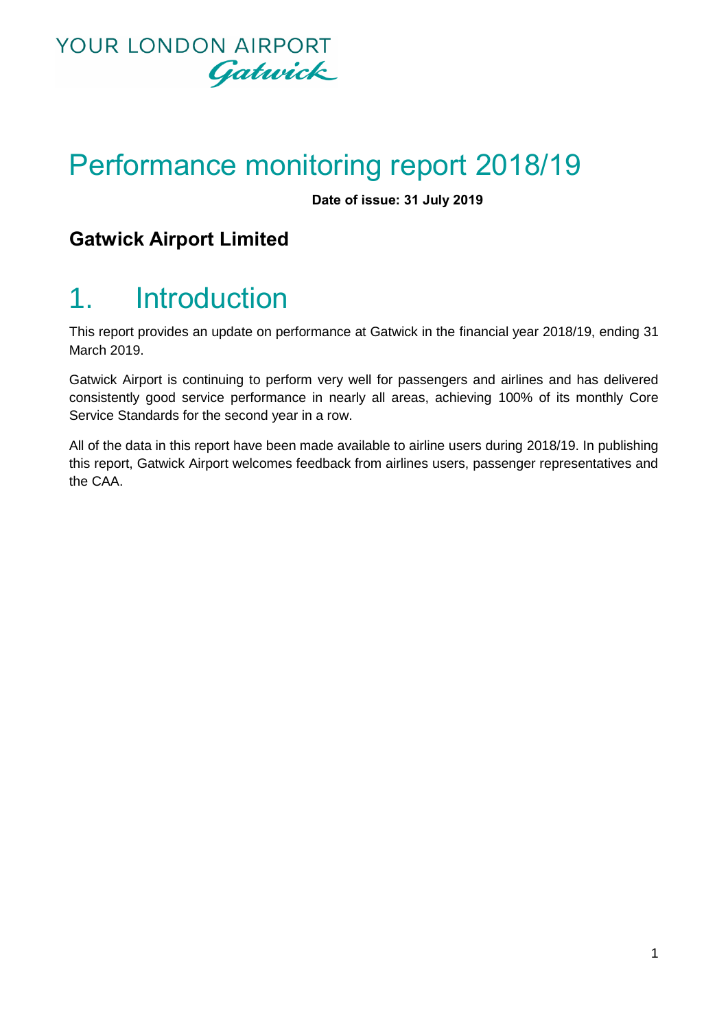YOUR LONDON AIRPORT
Gatwick

# Performance monitoring report 2018/19

**Date of issue: 31 July 2019**

## Gatwick Airport Limited

# 1. Introduction

This report provides an update on performance at Gatwick in the financial year 2018/19, ending 31 March 2019.

Gatwick Airport is continuing to perform very well for passengers and airlines and has delivered consistently good service performance in nearly all areas, achieving 100% of its monthly Core Service Standards for the second year in a row.

All of the data in this report have been made available to airline users during 2018/19. In publishing this report, Gatwick Airport welcomes feedback from airlines users, passenger representatives and the CAA.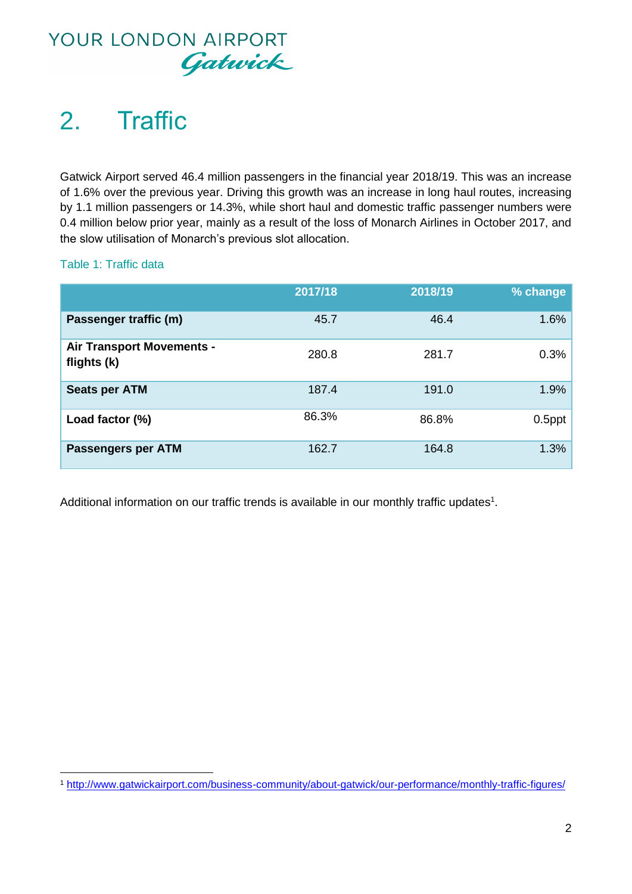# 2. Traffic

Gatwick Airport served 46.4 million passengers in the financial year 2018/19. This was an increase of 1.6% over the previous year. Driving this growth was an increase in long haul routes, increasing by 1.1 million passengers or 14.3%, while short haul and domestic traffic passenger numbers were 0.4 million below prior year, mainly as a result of the loss of Monarch Airlines in October 2017, and the slow utilisation of Monarch's previous slot allocation.

Table 1: Traffic data

| | 2017/18 | 2018/19 | % change |
|---|---|---|---|
| **Passenger traffic (m)** | 45.7 | 46.4 | 1.6% |
| **Air Transport Movements - flights (k)** | 280.8 | 281.7 | 0.3% |
| **Seats per ATM** | 187.4 | 191.0 | 1.9% |
| **Load factor (%)** | 86.3% | 86.8% | 0.5ppt |
| **Passengers per ATM** | 162.7 | 164.8 | 1.3% |

Additional information on our traffic trends is available in our monthly traffic updates[1].

[1] http://www.gatwickairport.com/business-community/about-gatwick/our-performance/monthly-traffic-figures/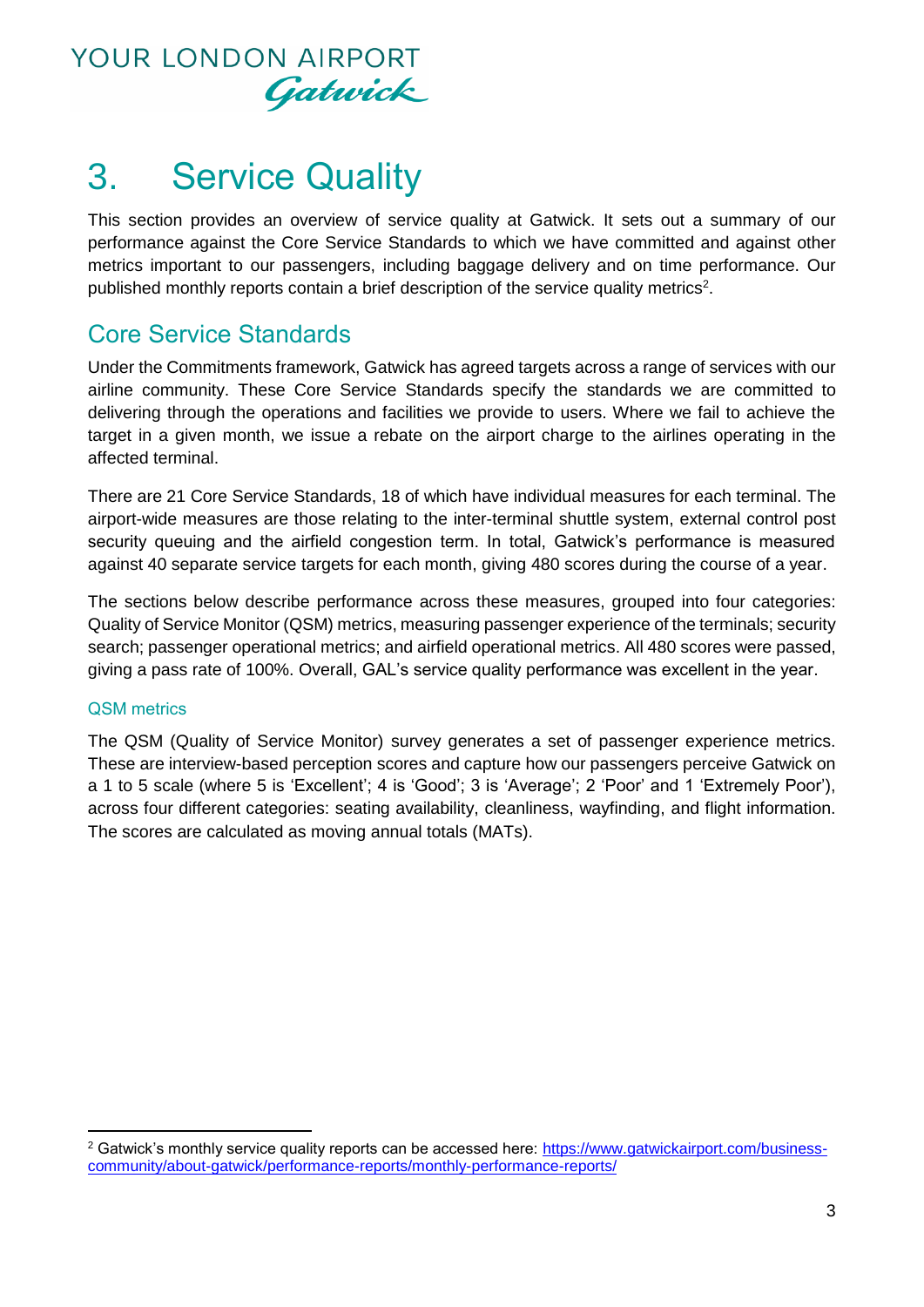# 3. Service Quality

This section provides an overview of service quality at Gatwick. It sets out a summary of our performance against the Core Service Standards to which we have committed and against other metrics important to our passengers, including baggage delivery and on time performance. Our published monthly reports contain a brief description of the service quality metrics[2].

## Core Service Standards

Under the Commitments framework, Gatwick has agreed targets across a range of services with our airline community. These Core Service Standards specify the standards we are committed to delivering through the operations and facilities we provide to users. Where we fail to achieve the target in a given month, we issue a rebate on the airport charge to the airlines operating in the affected terminal.

There are 21 Core Service Standards, 18 of which have individual measures for each terminal. The airport-wide measures are those relating to the inter-terminal shuttle system, external control post security queuing and the airfield congestion term. In total, Gatwick's performance is measured against 40 separate service targets for each month, giving 480 scores during the course of a year.

The sections below describe performance across these measures, grouped into four categories: Quality of Service Monitor (QSM) metrics, measuring passenger experience of the terminals; security search; passenger operational metrics; and airfield operational metrics. All 480 scores were passed, giving a pass rate of 100%. Overall, GAL's service quality performance was excellent in the year.

### QSM metrics

The QSM (Quality of Service Monitor) survey generates a set of passenger experience metrics. These are interview-based perception scores and capture how our passengers perceive Gatwick on a 1 to 5 scale (where 5 is 'Excellent'; 4 is 'Good'; 3 is 'Average'; 2 'Poor' and 1 'Extremely Poor'), across four different categories: seating availability, cleanliness, wayfinding, and flight information. The scores are calculated as moving annual totals (MATs).

[2] Gatwick's monthly service quality reports can be accessed here: https://www.gatwickairport.com/business-community/about-gatwick/performance-reports/monthly-performance-reports/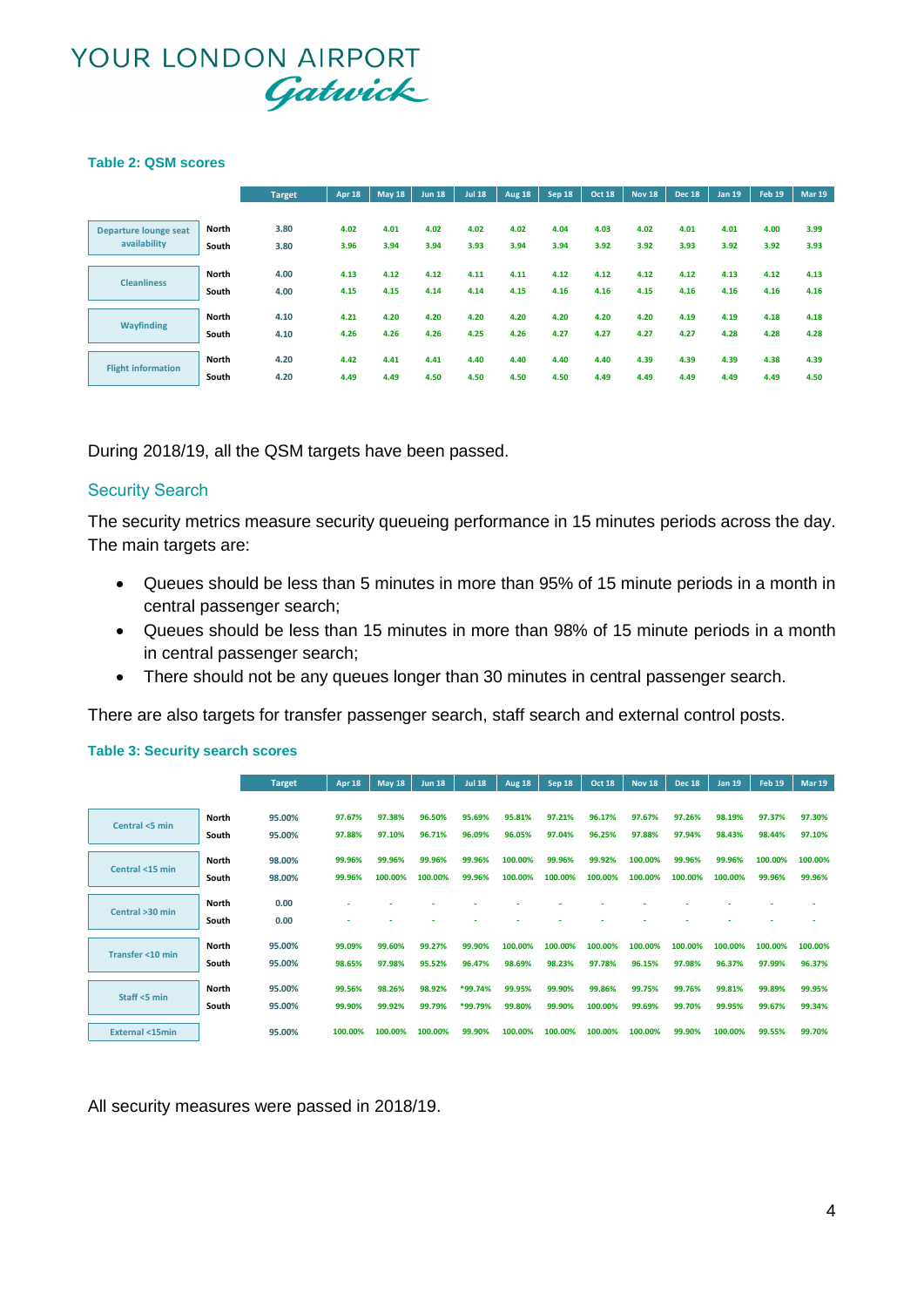YOUR LONDON AIRPORT Gatwick

**Table 2: QSM scores**

| | | Target | Apr 18 | May 18 | Jun 18 | Jul 18 | Aug 18 | Sep 18 | Oct 18 | Nov 18 | Dec 18 | Jan 19 | Feb 19 | Mar 19 |
|---|---|---|---|---|---|---|---|---|---|---|---|---|---|---|
| Departure lounge seat availability | North | 3.80 | 4.02 | 4.01 | 4.02 | 4.02 | 4.02 | 4.04 | 4.03 | 4.02 | 4.01 | 4.01 | 4.00 | 3.99 |
| | South | 3.80 | 3.96 | 3.94 | 3.94 | 3.93 | 3.94 | 3.94 | 3.92 | 3.92 | 3.93 | 3.92 | 3.92 | 3.93 |
| Cleanliness | North | 4.00 | 4.13 | 4.12 | 4.12 | 4.11 | 4.11 | 4.12 | 4.12 | 4.12 | 4.12 | 4.13 | 4.12 | 4.13 |
| | South | 4.00 | 4.15 | 4.15 | 4.14 | 4.14 | 4.15 | 4.16 | 4.16 | 4.15 | 4.16 | 4.16 | 4.16 | 4.16 |
| Wayfinding | North | 4.10 | 4.21 | 4.20 | 4.20 | 4.20 | 4.20 | 4.20 | 4.20 | 4.20 | 4.19 | 4.19 | 4.18 | 4.18 |
| | South | 4.10 | 4.26 | 4.26 | 4.26 | 4.25 | 4.26 | 4.27 | 4.27 | 4.27 | 4.27 | 4.28 | 4.28 | 4.28 |
| Flight information | North | 4.20 | 4.42 | 4.41 | 4.41 | 4.40 | 4.40 | 4.40 | 4.40 | 4.39 | 4.39 | 4.39 | 4.38 | 4.39 |
| | South | 4.20 | 4.49 | 4.49 | 4.50 | 4.50 | 4.50 | 4.50 | 4.49 | 4.49 | 4.49 | 4.49 | 4.49 | 4.50 |

During 2018/19, all the QSM targets have been passed.

## Security Search

The security metrics measure security queueing performance in 15 minutes periods across the day. The main targets are:

- Queues should be less than 5 minutes in more than 95% of 15 minute periods in a month in central passenger search;
- Queues should be less than 15 minutes in more than 98% of 15 minute periods in a month in central passenger search;
- There should not be any queues longer than 30 minutes in central passenger search.

There are also targets for transfer passenger search, staff search and external control posts.

**Table 3: Security search scores**

| | | Target | Apr 18 | May 18 | Jun 18 | Jul 18 | Aug 18 | Sep 18 | Oct 18 | Nov 18 | Dec 18 | Jan 19 | Feb 19 | Mar 19 |
|---|---|---|---|---|---|---|---|---|---|---|---|---|---|---|
| Central <5 min | North | 95.00% | 97.67% | 97.38% | 96.50% | 95.69% | 95.81% | 97.21% | 96.17% | 97.67% | 97.26% | 98.19% | 97.37% | 97.30% |
| | South | 95.00% | 97.88% | 97.10% | 96.71% | 96.09% | 96.05% | 97.04% | 96.25% | 97.88% | 97.94% | 98.43% | 98.44% | 97.10% |
| Central <15 min | North | 98.00% | 99.96% | 99.96% | 99.96% | 99.96% | 100.00% | 99.96% | 99.92% | 100.00% | 99.96% | 99.96% | 100.00% | 100.00% |
| | South | 98.00% | 99.96% | 100.00% | 100.00% | 99.96% | 100.00% | 100.00% | 100.00% | 100.00% | 100.00% | 100.00% | 99.96% | 99.96% |
| Central >30 min | North | 0.00 | - | - | - | - | - | - | - | - | - | - | - | - |
| | South | 0.00 | - | - | - | - | - | - | - | - | - | - | - | - |
| Transfer <10 min | North | 95.00% | 99.09% | 99.60% | 99.27% | 99.90% | 100.00% | 100.00% | 100.00% | 100.00% | 100.00% | 100.00% | 100.00% | 100.00% |
| | South | 95.00% | 98.65% | 97.98% | 95.52% | 96.47% | 98.69% | 98.23% | 97.78% | 96.15% | 97.98% | 96.37% | 97.99% | 96.37% |
| Staff <5 min | North | 95.00% | 99.56% | 98.26% | 98.92% | *99.74% | 99.95% | 99.90% | 99.86% | 99.75% | 99.76% | 99.81% | 99.89% | 99.95% |
| | South | 95.00% | 99.90% | 99.92% | 99.79% | *99.79% | 99.80% | 99.90% | 100.00% | 99.69% | 99.70% | 99.95% | 99.67% | 99.34% |
| External <15min | | 95.00% | 100.00% | 100.00% | 100.00% | 99.90% | 100.00% | 100.00% | 100.00% | 100.00% | 99.90% | 100.00% | 99.55% | 99.70% |

All security measures were passed in 2018/19.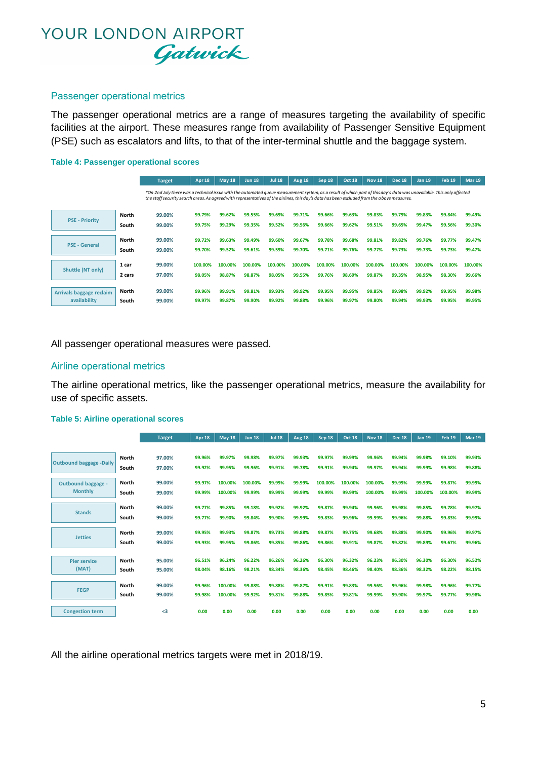YOUR LONDON AIRPORT Gatwick

## Passenger operational metrics

The passenger operational metrics are a range of measures targeting the availability of specific facilities at the airport. These measures range from availability of Passenger Sensitive Equipment (PSE) such as escalators and lifts, to that of the inter-terminal shuttle and the baggage system.

**Table 4: Passenger operational scores**

*On 2nd July there was a technical issue with the automated queue measurement system, as a result of which part of this day's data was unavailable. This only affected the staff security search areas. As agreed with representatives of the airlines, this day's data has been excluded from the above measures.

| | | Target | Apr 18 | May 18 | Jun 18 | Jul 18 | Aug 18 | Sep 18 | Oct 18 | Nov 18 | Dec 18 | Jan 19 | Feb 19 | Mar 19 |
|---|---|---|---|---|---|---|---|---|---|---|---|---|---|---|
| PSE - Priority | North | 99.00% | 99.79% | 99.62% | 99.55% | 99.69% | 99.71% | 99.66% | 99.63% | 99.83% | 99.79% | 99.83% | 99.84% | 99.49% |
| | South | 99.00% | 99.75% | 99.29% | 99.35% | 99.52% | 99.56% | 99.66% | 99.62% | 99.51% | 99.65% | 99.47% | 99.56% | 99.30% |
| PSE - General | North | 99.00% | 99.72% | 99.63% | 99.49% | 99.60% | 99.67% | 99.78% | 99.68% | 99.81% | 99.82% | 99.76% | 99.77% | 99.47% |
| | South | 99.00% | 99.70% | 99.52% | 99.61% | 99.59% | 99.70% | 99.71% | 99.76% | 99.77% | 99.73% | 99.73% | 99.73% | 99.47% |
| Shuttle (NT only) | 1 car | 99.00% | 100.00% | 100.00% | 100.00% | 100.00% | 100.00% | 100.00% | 100.00% | 100.00% | 100.00% | 100.00% | 100.00% | 100.00% |
| | 2 cars | 97.00% | 98.05% | 98.87% | 98.87% | 98.05% | 99.55% | 99.76% | 98.69% | 99.87% | 99.35% | 98.95% | 98.30% | 99.66% |
| Arrivals baggage reclaim availability | North | 99.00% | 99.96% | 99.91% | 99.81% | 99.93% | 99.92% | 99.95% | 99.95% | 99.85% | 99.98% | 99.92% | 99.95% | 99.98% |
| | South | 99.00% | 99.97% | 99.87% | 99.90% | 99.92% | 99.88% | 99.96% | 99.97% | 99.80% | 99.94% | 99.93% | 99.95% | 99.95% |

All passenger operational measures were passed.

## Airline operational metrics

The airline operational metrics, like the passenger operational metrics, measure the availability for use of specific assets.

**Table 5: Airline operational scores**

| | | Target | Apr 18 | May 18 | Jun 18 | Jul 18 | Aug 18 | Sep 18 | Oct 18 | Nov 18 | Dec 18 | Jan 19 | Feb 19 | Mar 19 |
|---|---|---|---|---|---|---|---|---|---|---|---|---|---|---|
| Outbound baggage -Daily | North | 97.00% | 99.96% | 99.97% | 99.98% | 99.97% | 99.93% | 99.97% | 99.99% | 99.96% | 99.94% | 99.98% | 99.10% | 99.93% |
| | South | 97.00% | 99.92% | 99.95% | 99.96% | 99.91% | 99.78% | 99.91% | 99.94% | 99.97% | 99.94% | 99.99% | 99.98% | 99.88% |
| Outbound baggage - Monthly | North | 99.00% | 99.97% | 100.00% | 100.00% | 99.99% | 99.99% | 100.00% | 100.00% | 100.00% | 99.99% | 99.99% | 99.87% | 99.99% |
| | South | 99.00% | 99.99% | 100.00% | 99.99% | 99.99% | 99.99% | 99.99% | 99.99% | 100.00% | 99.99% | 100.00% | 100.00% | 99.99% |
| Stands | North | 99.00% | 99.77% | 99.85% | 99.18% | 99.92% | 99.92% | 99.87% | 99.94% | 99.96% | 99.98% | 99.85% | 99.78% | 99.97% |
| | South | 99.00% | 99.77% | 99.90% | 99.84% | 99.90% | 99.99% | 99.83% | 99.96% | 99.99% | 99.96% | 99.88% | 99.83% | 99.99% |
| Jetties | North | 99.00% | 99.95% | 99.93% | 99.87% | 99.73% | 99.88% | 99.87% | 99.75% | 99.68% | 99.88% | 99.90% | 99.96% | 99.97% |
| | South | 99.00% | 99.93% | 99.95% | 99.86% | 99.85% | 99.86% | 99.86% | 99.91% | 99.87% | 99.82% | 99.89% | 99.67% | 99.96% |
| Pier service (MAT) | North | 95.00% | 96.51% | 96.24% | 96.22% | 96.26% | 96.26% | 96.30% | 96.32% | 96.23% | 96.30% | 96.30% | 96.30% | 96.52% |
| | South | 95.00% | 98.04% | 98.16% | 98.21% | 98.34% | 98.36% | 98.45% | 98.46% | 98.40% | 98.36% | 98.32% | 98.22% | 98.15% |
| FEGP | North | 99.00% | 99.96% | 100.00% | 99.88% | 99.88% | 99.87% | 99.91% | 99.83% | 99.56% | 99.96% | 99.98% | 99.96% | 99.77% |
| | South | 99.00% | 99.98% | 100.00% | 99.92% | 99.81% | 99.88% | 99.85% | 99.81% | 99.99% | 99.90% | 99.97% | 99.77% | 99.98% |
| Congestion term | | <3 | 0.00 | 0.00 | 0.00 | 0.00 | 0.00 | 0.00 | 0.00 | 0.00 | 0.00 | 0.00 | 0.00 | 0.00 |

All the airline operational metrics targets were met in 2018/19.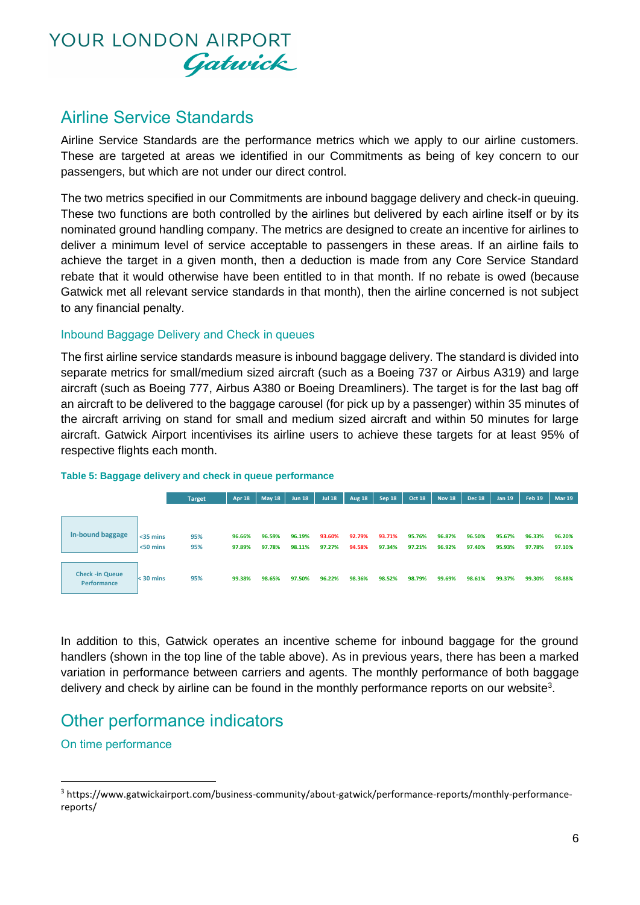## Airline Service Standards

Airline Service Standards are the performance metrics which we apply to our airline customers. These are targeted at areas we identified in our Commitments as being of key concern to our passengers, but which are not under our direct control.

The two metrics specified in our Commitments are inbound baggage delivery and check-in queuing. These two functions are both controlled by the airlines but delivered by each airline itself or by its nominated ground handling company. The metrics are designed to create an incentive for airlines to deliver a minimum level of service acceptable to passengers in these areas. If an airline fails to achieve the target in a given month, then a deduction is made from any Core Service Standard rebate that it would otherwise have been entitled to in that month. If no rebate is owed (because Gatwick met all relevant service standards in that month), then the airline concerned is not subject to any financial penalty.

### Inbound Baggage Delivery and Check in queues

The first airline service standards measure is inbound baggage delivery. The standard is divided into separate metrics for small/medium sized aircraft (such as a Boeing 737 or Airbus A319) and large aircraft (such as Boeing 777, Airbus A380 or Boeing Dreamliners). The target is for the last bag off an aircraft to be delivered to the baggage carousel (for pick up by a passenger) within 35 minutes of the aircraft arriving on stand for small and medium sized aircraft and within 50 minutes for large aircraft. Gatwick Airport incentivises its airline users to achieve these targets for at least 95% of respective flights each month.

**Table 5: Baggage delivery and check in queue performance**

| | | Target | Apr 18 | May 18 | Jun 18 | Jul 18 | Aug 18 | Sep 18 | Oct 18 | Nov 18 | Dec 18 | Jan 19 | Feb 19 | Mar 19 |
|---|---|---|---|---|---|---|---|---|---|---|---|---|---|---|
| In-bound baggage | <35 mins | 95% | 96.66% | 96.59% | 96.19% | 93.60% | 92.79% | 93.71% | 95.76% | 96.87% | 96.50% | 95.67% | 96.33% | 96.20% |
| | <50 mins | 95% | 97.89% | 97.78% | 98.11% | 97.27% | 94.58% | 97.34% | 97.21% | 96.92% | 97.40% | 95.93% | 97.78% | 97.10% |
| Check -in Queue Performance | < 30 mins | 95% | 99.38% | 98.65% | 97.50% | 96.22% | 98.36% | 98.52% | 98.79% | 99.69% | 98.61% | 99.37% | 99.30% | 98.88% |

In addition to this, Gatwick operates an incentive scheme for inbound baggage for the ground handlers (shown in the top line of the table above). As in previous years, there has been a marked variation in performance between carriers and agents. The monthly performance of both baggage delivery and check by airline can be found in the monthly performance reports on our website[3].

## Other performance indicators

### On time performance

[3] https://www.gatwickairport.com/business-community/about-gatwick/performance-reports/monthly-performance-reports/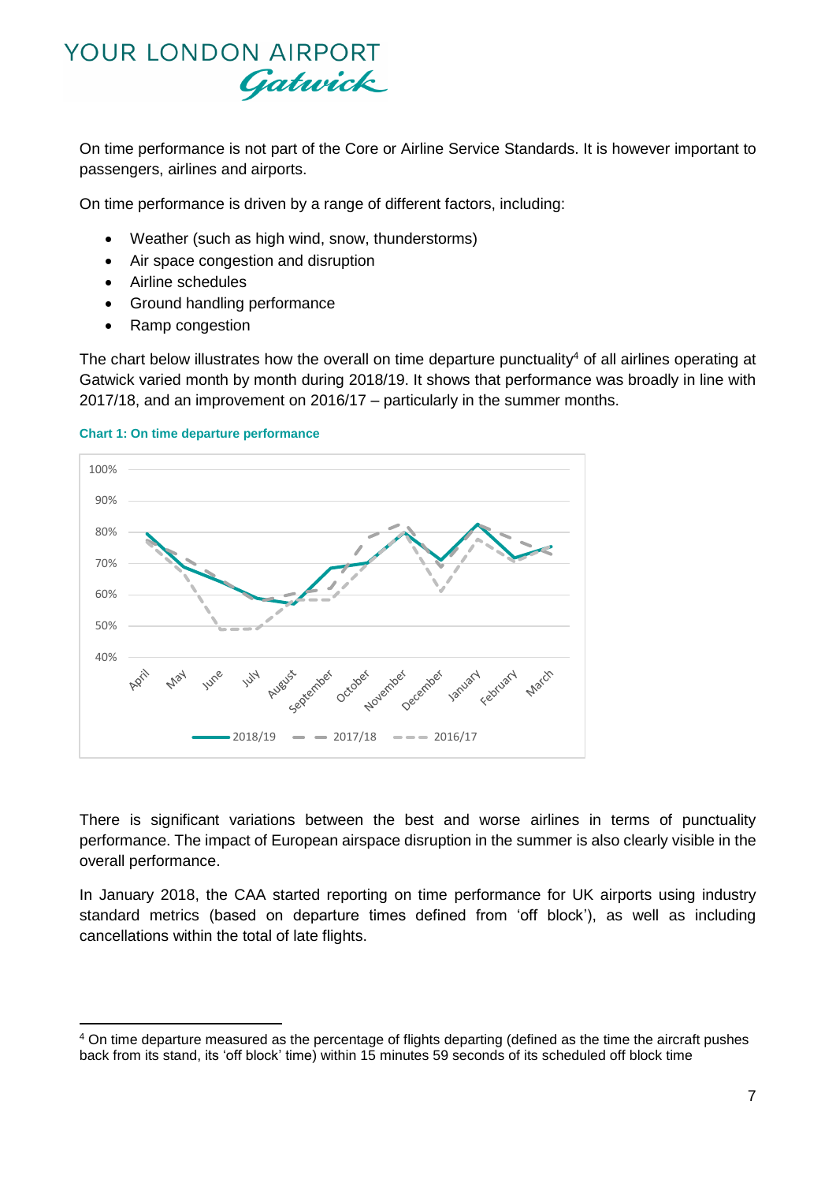On time performance is not part of the Core or Airline Service Standards. It is however important to passengers, airlines and airports.

On time performance is driven by a range of different factors, including:

- Weather (such as high wind, snow, thunderstorms)
- Air space congestion and disruption
- Airline schedules
- Ground handling performance
- Ramp congestion

The chart below illustrates how the overall on time departure punctuality[4] of all airlines operating at Gatwick varied month by month during 2018/19. It shows that performance was broadly in line with 2017/18, and an improvement on 2016/17 – particularly in the summer months.

**Chart 1: On time departure performance**

There is significant variations between the best and worse airlines in terms of punctuality performance. The impact of European airspace disruption in the summer is also clearly visible in the overall performance.

In January 2018, the CAA started reporting on time performance for UK airports using industry standard metrics (based on departure times defined from 'off block'), as well as including cancellations within the total of late flights.

[4] On time departure measured as the percentage of flights departing (defined as the time the aircraft pushes back from its stand, its 'off block' time) within 15 minutes 59 seconds of its scheduled off block time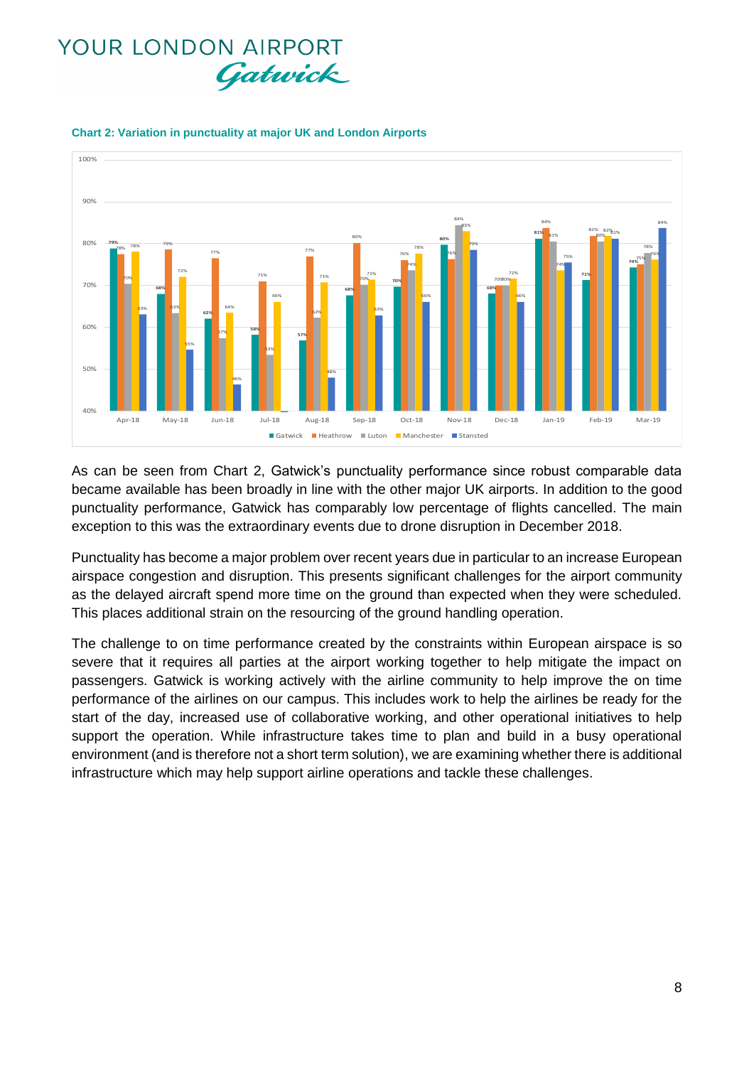YOUR LONDON AIRPORT
Gatwick

**Chart 2: Variation in punctuality at major UK and London Airports**

100%
90%
80%
70%
60%
50%
40%

Apr-18 May-18 Jun-18 Jul-18 Aug-18 Sep-18 Oct-18 Nov-18 Dec-18 Jan-19 Feb-19 Mar-19

Gatwick Heathrow Luton Manchester Stansted

As can be seen from Chart 2, Gatwick's punctuality performance since robust comparable data became available has been broadly in line with the other major UK airports. In addition to the good punctuality performance, Gatwick has comparably low percentage of flights cancelled. The main exception to this was the extraordinary events due to drone disruption in December 2018.

Punctuality has become a major problem over recent years due in particular to an increase European airspace congestion and disruption. This presents significant challenges for the airport community as the delayed aircraft spend more time on the ground than expected when they were scheduled. This places additional strain on the resourcing of the ground handling operation.

The challenge to on time performance created by the constraints within European airspace is so severe that it requires all parties at the airport working together to help mitigate the impact on passengers. Gatwick is working actively with the airline community to help improve the on time performance of the airlines on our campus. This includes work to help the airlines be ready for the start of the day, increased use of collaborative working, and other operational initiatives to help support the operation. While infrastructure takes time to plan and build in a busy operational environment (and is therefore not a short term solution), we are examining whether there is additional infrastructure which may help support airline operations and tackle these challenges.